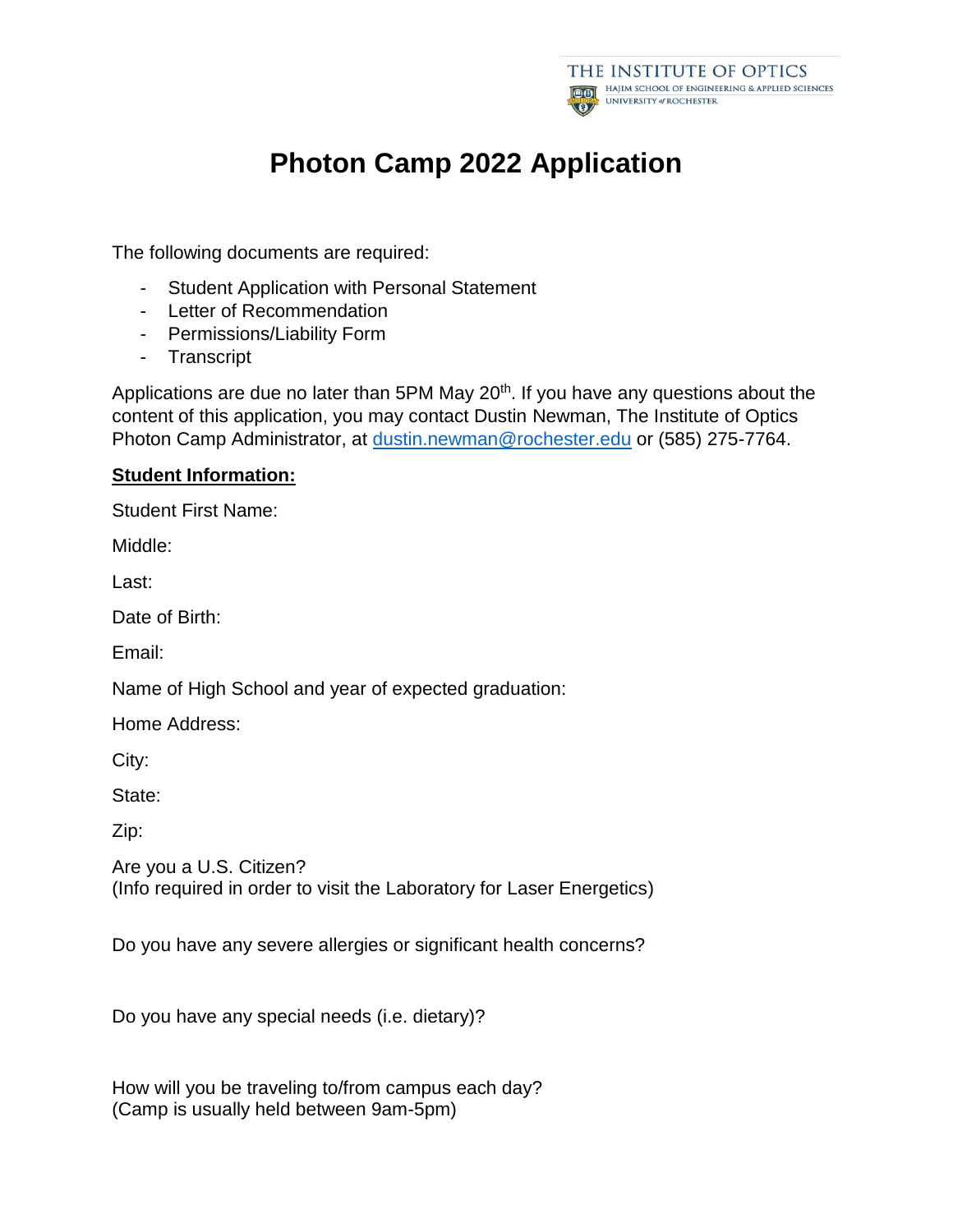THE INSTITUTE OF OPTICS
HAJIM SCHOOL OF ENGINEERING & APPLIED SCIENCES
UNIVERSITY of ROCHESTER

# Photon Camp 2022 Application

The following documents are required:

- Student Application with Personal Statement
- Letter of Recommendation
- Permissions/Liability Form
- Transcript

Applications are due no later than 5PM May 20th. If you have any questions about the content of this application, you may contact Dustin Newman, The Institute of Optics Photon Camp Administrator, at dustin.newman@rochester.edu or (585) 275-7764.

**Student Information:**

Student First Name:

Middle:

Last:

Date of Birth:

Email:

Name of High School and year of expected graduation:

Home Address:

City:

State:

Zip:

Are you a U.S. Citizen?
(Info required in order to visit the Laboratory for Laser Energetics)

Do you have any severe allergies or significant health concerns?

Do you have any special needs (i.e. dietary)?

How will you be traveling to/from campus each day?
(Camp is usually held between 9am-5pm)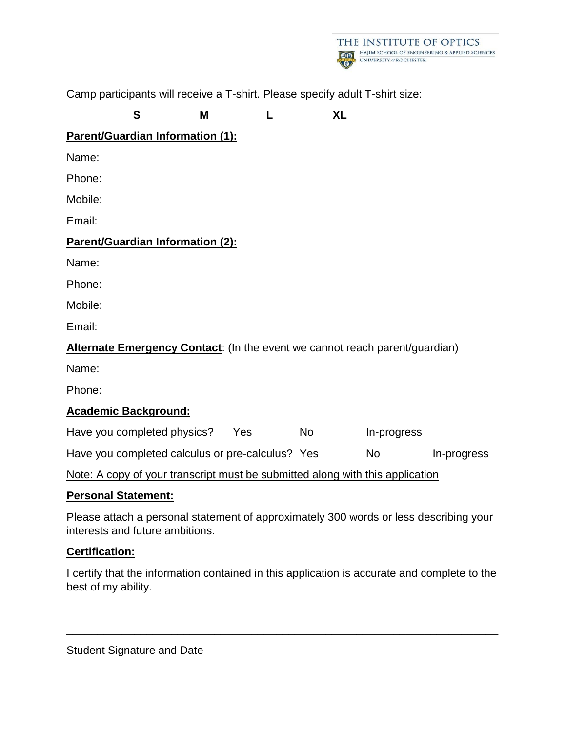Camp participants will receive a T-shirt. Please specify adult T-shirt size:

**S** **M** **L** **XL**

**Parent/Guardian Information (1):**

Name:

Phone:

Mobile:

Email:

**Parent/Guardian Information (2):**

Name:

Phone:

Mobile:

Email:

**Alternate Emergency Contact**: (In the event we cannot reach parent/guardian)

Name:

Phone:

**Academic Background:**

Have you completed physics? Yes No In-progress

Have you completed calculus or pre-calculus? Yes No In-progress

Note: A copy of your transcript must be submitted along with this application

**Personal Statement:**

Please attach a personal statement of approximately 300 words or less describing your interests and future ambitions.

**Certification:**

I certify that the information contained in this application is accurate and complete to the best of my ability.

\_\_\_\_\_\_\_\_\_\_\_\_\_\_\_\_\_\_\_\_\_\_\_\_\_\_\_\_\_\_\_\_\_\_\_\_\_\_\_\_\_\_\_\_\_\_\_\_\_\_\_\_\_\_\_\_\_\_\_\_

Student Signature and Date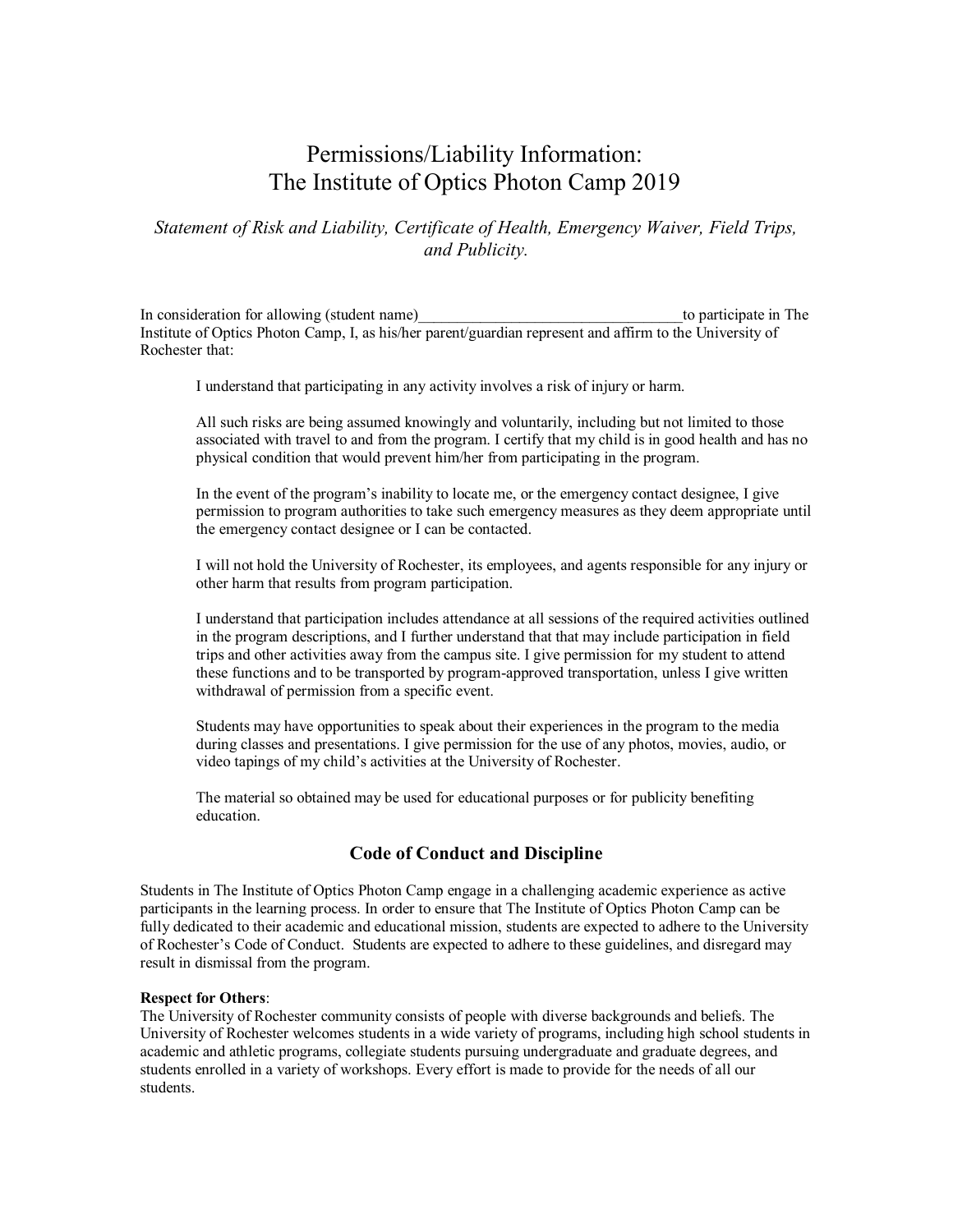# Permissions/Liability Information: The Institute of Optics Photon Camp 2019

*Statement of Risk and Liability, Certificate of Health, Emergency Waiver, Field Trips, and Publicity.*

In consideration for allowing (student name)_________________________________to participate in The Institute of Optics Photon Camp, I, as his/her parent/guardian represent and affirm to the University of Rochester that:

> I understand that participating in any activity involves a risk of injury or harm.
>
> All such risks are being assumed knowingly and voluntarily, including but not limited to those associated with travel to and from the program. I certify that my child is in good health and has no physical condition that would prevent him/her from participating in the program.
>
> In the event of the program's inability to locate me, or the emergency contact designee, I give permission to program authorities to take such emergency measures as they deem appropriate until the emergency contact designee or I can be contacted.
>
> I will not hold the University of Rochester, its employees, and agents responsible for any injury or other harm that results from program participation.
>
> I understand that participation includes attendance at all sessions of the required activities outlined in the program descriptions, and I further understand that that may include participation in field trips and other activities away from the campus site. I give permission for my student to attend these functions and to be transported by program-approved transportation, unless I give written withdrawal of permission from a specific event.
>
> Students may have opportunities to speak about their experiences in the program to the media during classes and presentations. I give permission for the use of any photos, movies, audio, or video tapings of my child's activities at the University of Rochester.
>
> The material so obtained may be used for educational purposes or for publicity benefiting education.

## Code of Conduct and Discipline

Students in The Institute of Optics Photon Camp engage in a challenging academic experience as active participants in the learning process. In order to ensure that The Institute of Optics Photon Camp can be fully dedicated to their academic and educational mission, students are expected to adhere to the University of Rochester's Code of Conduct. Students are expected to adhere to these guidelines, and disregard may result in dismissal from the program.

**Respect for Others**:
The University of Rochester community consists of people with diverse backgrounds and beliefs. The University of Rochester welcomes students in a wide variety of programs, including high school students in academic and athletic programs, collegiate students pursuing undergraduate and graduate degrees, and students enrolled in a variety of workshops. Every effort is made to provide for the needs of all our students.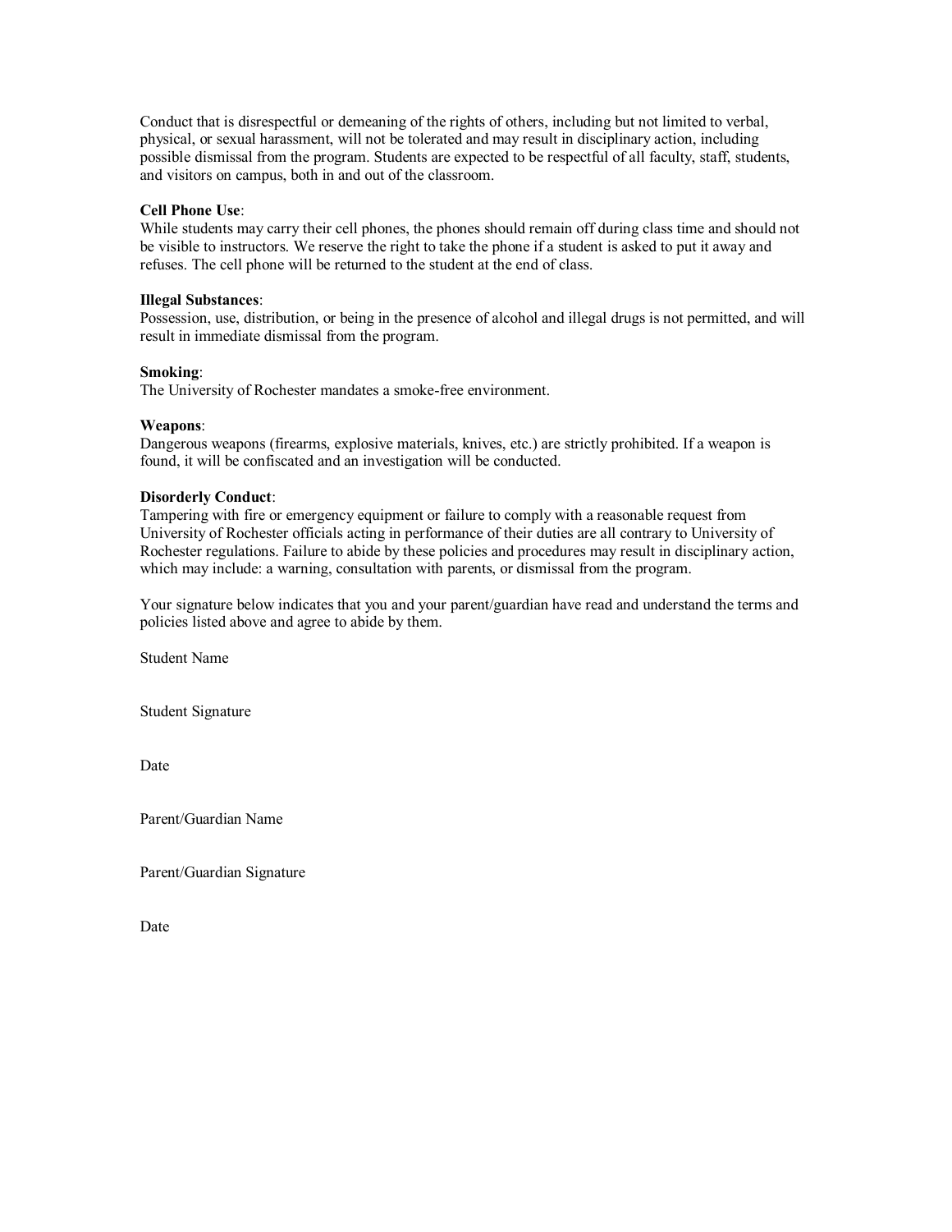Conduct that is disrespectful or demeaning of the rights of others, including but not limited to verbal, physical, or sexual harassment, will not be tolerated and may result in disciplinary action, including possible dismissal from the program. Students are expected to be respectful of all faculty, staff, students, and visitors on campus, both in and out of the classroom.

**Cell Phone Use**:
While students may carry their cell phones, the phones should remain off during class time and should not be visible to instructors. We reserve the right to take the phone if a student is asked to put it away and refuses. The cell phone will be returned to the student at the end of class.

**Illegal Substances**:
Possession, use, distribution, or being in the presence of alcohol and illegal drugs is not permitted, and will result in immediate dismissal from the program.

**Smoking**:
The University of Rochester mandates a smoke-free environment.

**Weapons**:
Dangerous weapons (firearms, explosive materials, knives, etc.) are strictly prohibited. If a weapon is found, it will be confiscated and an investigation will be conducted.

**Disorderly Conduct**:
Tampering with fire or emergency equipment or failure to comply with a reasonable request from University of Rochester officials acting in performance of their duties are all contrary to University of Rochester regulations. Failure to abide by these policies and procedures may result in disciplinary action, which may include: a warning, consultation with parents, or dismissal from the program.

Your signature below indicates that you and your parent/guardian have read and understand the terms and policies listed above and agree to abide by them.

Student Name

Student Signature

Date

Parent/Guardian Name

Parent/Guardian Signature

Date